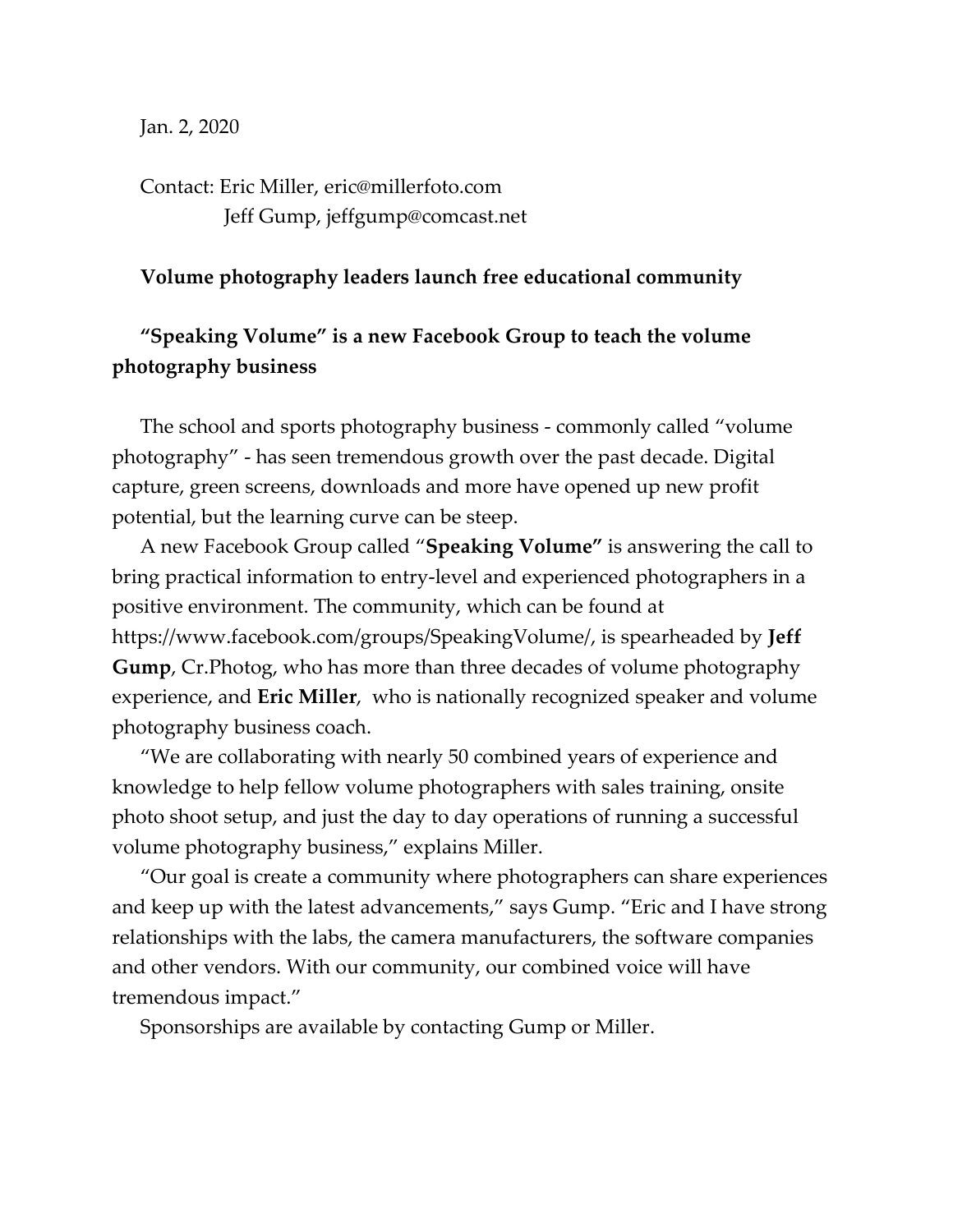Jan. 2, 2020

Contact: Eric Miller, eric@millerfoto.com
Jeff Gump, jeffgump@comcast.net

**Volume photography leaders launch free educational community**

**"Speaking Volume" is a new Facebook Group to teach the volume photography business**

The school and sports photography business - commonly called "volume photography" - has seen tremendous growth over the past decade. Digital capture, green screens, downloads and more have opened up new profit potential, but the learning curve can be steep.

A new Facebook Group called "**Speaking Volume"** is answering the call to bring practical information to entry-level and experienced photographers in a positive environment. The community, which can be found at https://www.facebook.com/groups/SpeakingVolume/, is spearheaded by **Jeff Gump**, Cr.Photog, who has more than three decades of volume photography experience, and **Eric Miller**, who is nationally recognized speaker and volume photography business coach.

"We are collaborating with nearly 50 combined years of experience and knowledge to help fellow volume photographers with sales training, onsite photo shoot setup, and just the day to day operations of running a successful volume photography business," explains Miller.

"Our goal is create a community where photographers can share experiences and keep up with the latest advancements," says Gump. "Eric and I have strong relationships with the labs, the camera manufacturers, the software companies and other vendors. With our community, our combined voice will have tremendous impact."

Sponsorships are available by contacting Gump or Miller.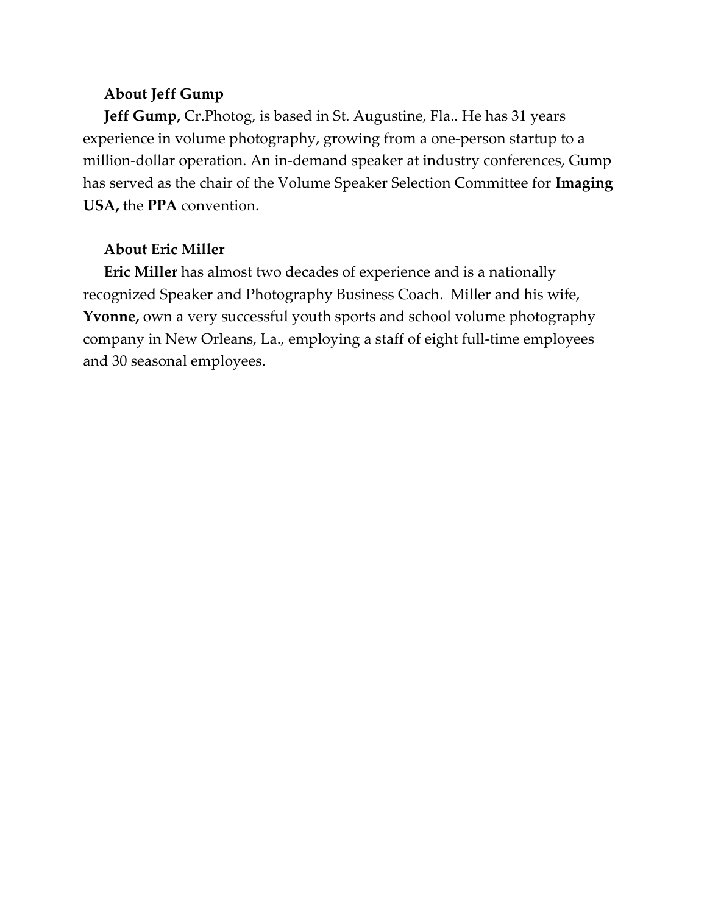**About Jeff Gump**

**Jeff Gump,** Cr.Photog, is based in St. Augustine, Fla.. He has 31 years experience in volume photography, growing from a one-person startup to a million-dollar operation. An in-demand speaker at industry conferences, Gump has served as the chair of the Volume Speaker Selection Committee for **Imaging USA,** the **PPA** convention.

**About Eric Miller**

**Eric Miller** has almost two decades of experience and is a nationally recognized Speaker and Photography Business Coach. Miller and his wife, **Yvonne,** own a very successful youth sports and school volume photography company in New Orleans, La., employing a staff of eight full-time employees and 30 seasonal employees.